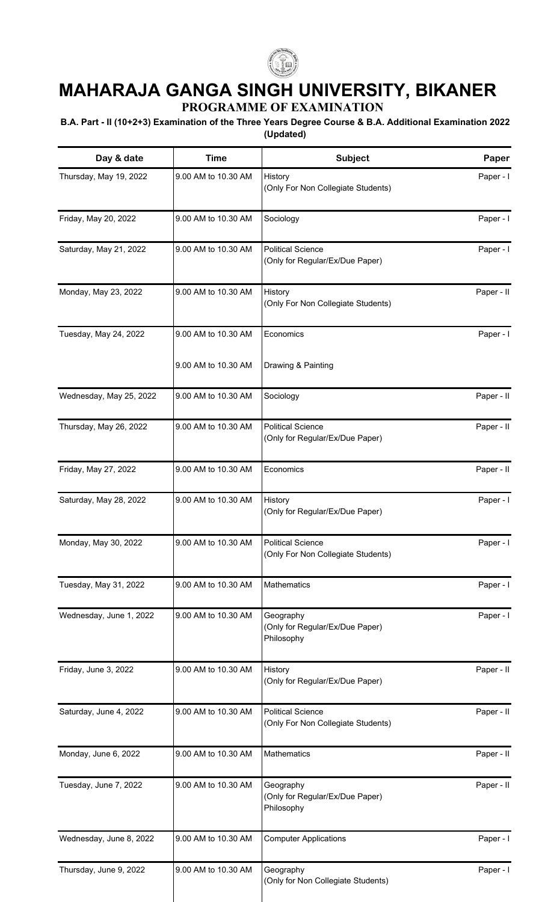# MAHARAJA GANGA SINGH UNIVERSITY, BIKANER

## PROGRAMME OF EXAMINATION

**B.A. Part - II (10+2+3) Examination of the Three Years Degree Course & B.A. Additional Examination 2022 (Updated)**

| Day & date | Time | Subject | Paper |
|---|---|---|---|
| Thursday, May 19, 2022 | 9.00 AM to 10.30 AM | History<br>(Only For Non Collegiate Students) | Paper - I |
| Friday, May 20, 2022 | 9.00 AM to 10.30 AM | Sociology | Paper - I |
| Saturday, May 21, 2022 | 9.00 AM to 10.30 AM | Political Science<br>(Only for Regular/Ex/Due Paper) | Paper - I |
| Monday, May 23, 2022 | 9.00 AM to 10.30 AM | History<br>(Only For Non Collegiate Students) | Paper - II |
| Tuesday, May 24, 2022 | 9.00 AM to 10.30 AM | Economics | Paper - I |
| | 9.00 AM to 10.30 AM | Drawing & Painting | |
| Wednesday, May 25, 2022 | 9.00 AM to 10.30 AM | Sociology | Paper - II |
| Thursday, May 26, 2022 | 9.00 AM to 10.30 AM | Political Science<br>(Only for Regular/Ex/Due Paper) | Paper - II |
| Friday, May 27, 2022 | 9.00 AM to 10.30 AM | Economics | Paper - II |
| Saturday, May 28, 2022 | 9.00 AM to 10.30 AM | History<br>(Only for Regular/Ex/Due Paper) | Paper - I |
| Monday, May 30, 2022 | 9.00 AM to 10.30 AM | Political Science<br>(Only For Non Collegiate Students) | Paper - I |
| Tuesday, May 31, 2022 | 9.00 AM to 10.30 AM | Mathematics | Paper - I |
| Wednesday, June 1, 2022 | 9.00 AM to 10.30 AM | Geography<br>(Only for Regular/Ex/Due Paper)<br>Philosophy | Paper - I |
| Friday, June 3, 2022 | 9.00 AM to 10.30 AM | History<br>(Only for Regular/Ex/Due Paper) | Paper - II |
| Saturday, June 4, 2022 | 9.00 AM to 10.30 AM | Political Science<br>(Only For Non Collegiate Students) | Paper - II |
| Monday, June 6, 2022 | 9.00 AM to 10.30 AM | Mathematics | Paper - II |
| Tuesday, June 7, 2022 | 9.00 AM to 10.30 AM | Geography<br>(Only for Regular/Ex/Due Paper)<br>Philosophy | Paper - II |
| Wednesday, June 8, 2022 | 9.00 AM to 10.30 AM | Computer Applications | Paper - I |
| Thursday, June 9, 2022 | 9.00 AM to 10.30 AM | Geography<br>(Only for Non Collegiate Students) | Paper - I |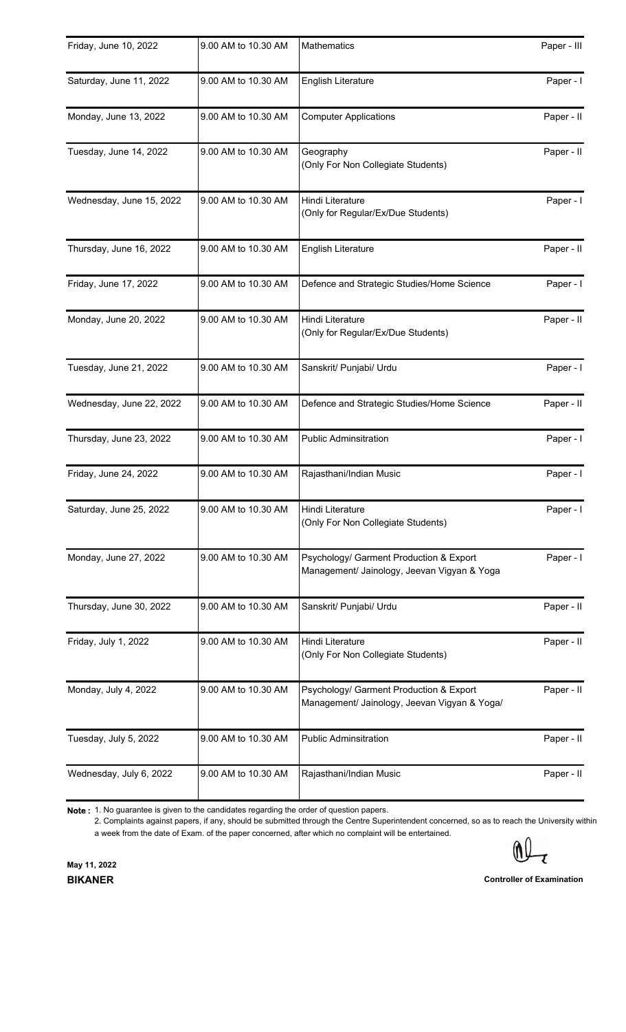| | | | |
|---|---|---|---|
| Friday, June 10, 2022 | 9.00 AM to 10.30 AM | Mathematics | Paper - III |
| Saturday, June 11, 2022 | 9.00 AM to 10.30 AM | English Literature | Paper - I |
| Monday, June 13, 2022 | 9.00 AM to 10.30 AM | Computer Applications | Paper - II |
| Tuesday, June 14, 2022 | 9.00 AM to 10.30 AM | Geography (Only For Non Collegiate Students) | Paper - II |
| Wednesday, June 15, 2022 | 9.00 AM to 10.30 AM | Hindi Literature (Only for Regular/Ex/Due Students) | Paper - I |
| Thursday, June 16, 2022 | 9.00 AM to 10.30 AM | English Literature | Paper - II |
| Friday, June 17, 2022 | 9.00 AM to 10.30 AM | Defence and Strategic Studies/Home Science | Paper - I |
| Monday, June 20, 2022 | 9.00 AM to 10.30 AM | Hindi Literature (Only for Regular/Ex/Due Students) | Paper - II |
| Tuesday, June 21, 2022 | 9.00 AM to 10.30 AM | Sanskrit/ Punjabi/ Urdu | Paper - I |
| Wednesday, June 22, 2022 | 9.00 AM to 10.30 AM | Defence and Strategic Studies/Home Science | Paper - II |
| Thursday, June 23, 2022 | 9.00 AM to 10.30 AM | Public Adminsitration | Paper - I |
| Friday, June 24, 2022 | 9.00 AM to 10.30 AM | Rajasthani/Indian Music | Paper - I |
| Saturday, June 25, 2022 | 9.00 AM to 10.30 AM | Hindi Literature (Only For Non Collegiate Students) | Paper - I |
| Monday, June 27, 2022 | 9.00 AM to 10.30 AM | Psychology/ Garment Production & Export Management/ Jainology, Jeevan Vigyan & Yoga | Paper - I |
| Thursday, June 30, 2022 | 9.00 AM to 10.30 AM | Sanskrit/ Punjabi/ Urdu | Paper - II |
| Friday, July 1, 2022 | 9.00 AM to 10.30 AM | Hindi Literature (Only For Non Collegiate Students) | Paper - II |
| Monday, July 4, 2022 | 9.00 AM to 10.30 AM | Psychology/ Garment Production & Export Management/ Jainology, Jeevan Vigyan & Yoga/ | Paper - II |
| Tuesday, July 5, 2022 | 9.00 AM to 10.30 AM | Public Adminsitration | Paper - II |
| Wednesday, July 6, 2022 | 9.00 AM to 10.30 AM | Rajasthani/Indian Music | Paper - II |

**Note :** 1. No guarantee is given to the candidates regarding the order of question papers.

2. Complaints against papers, if any, should be submitted through the Centre Superintendent concerned, so as to reach the University within a week from the date of Exam. of the paper concerned, after which no complaint will be entertained.

**May 11, 2022**

**BIKANER**

**Controller of Examination**